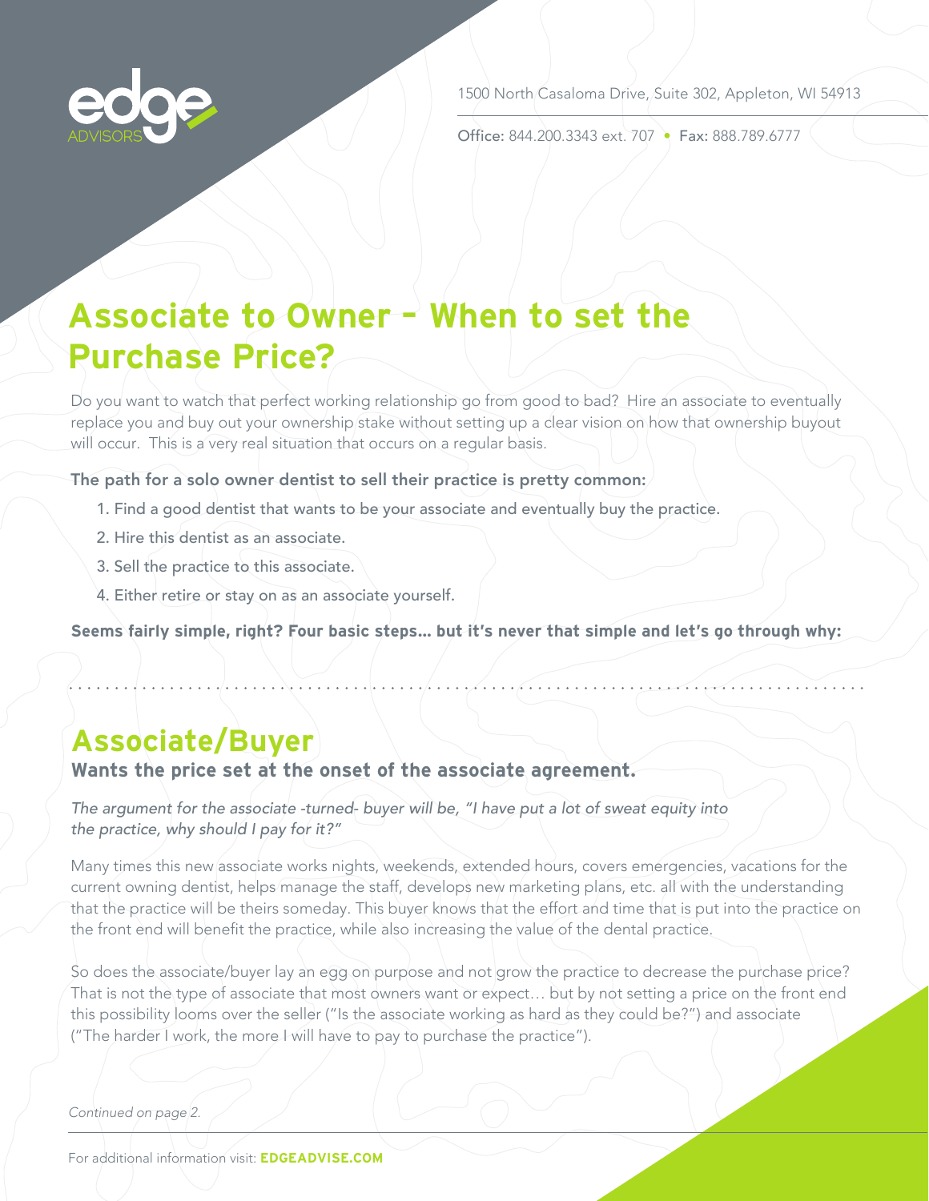1500 North Casaloma Drive, Suite 302, Appleton, WI 54913

Office: 844.200.3343 ext. 707 • Fax: 888.789.6777

# Associate to Owner – When to set the Purchase Price?

Do you want to watch that perfect working relationship go from good to bad? Hire an associate to eventually replace you and buy out your ownership stake without setting up a clear vision on how that ownership buyout will occur. This is a very real situation that occurs on a regular basis.

**The path for a solo owner dentist to sell their practice is pretty common:**

1. Find a good dentist that wants to be your associate and eventually buy the practice.
2. Hire this dentist as an associate.
3. Sell the practice to this associate.
4. Either retire or stay on as an associate yourself.

**Seems fairly simple, right? Four basic steps… but it's never that simple and let's go through why:**

## Associate/Buyer

**Wants the price set at the onset of the associate agreement.**

*The argument for the associate -turned- buyer will be, "I have put a lot of sweat equity into the practice, why should I pay for it?"*

Many times this new associate works nights, weekends, extended hours, covers emergencies, vacations for the current owning dentist, helps manage the staff, develops new marketing plans, etc. all with the understanding that the practice will be theirs someday. This buyer knows that the effort and time that is put into the practice on the front end will benefit the practice, while also increasing the value of the dental practice.

So does the associate/buyer lay an egg on purpose and not grow the practice to decrease the purchase price? That is not the type of associate that most owners want or expect… but by not setting a price on the front end this possibility looms over the seller ("Is the associate working as hard as they could be?") and associate ("The harder I work, the more I will have to pay to purchase the practice").

*Continued on page 2.*

For additional information visit: **EDGEADVISE.COM**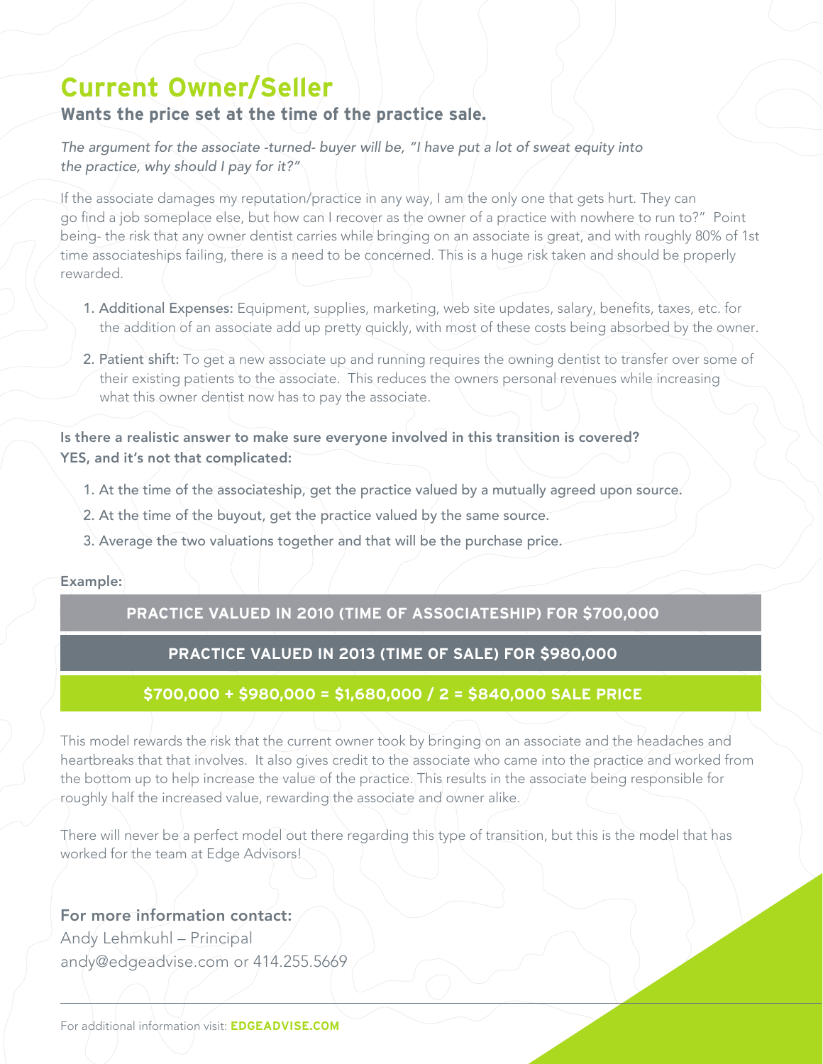# Current Owner/Seller

**Wants the price set at the time of the practice sale.**

*The argument for the associate -turned- buyer will be, "I have put a lot of sweat equity into the practice, why should I pay for it?"*

If the associate damages my reputation/practice in any way, I am the only one that gets hurt. They can go find a job someplace else, but how can I recover as the owner of a practice with nowhere to run to?" Point being- the risk that any owner dentist carries while bringing on an associate is great, and with roughly 80% of 1st time associateships failing, there is a need to be concerned. This is a huge risk taken and should be properly rewarded.

1. Additional Expenses: Equipment, supplies, marketing, web site updates, salary, benefits, taxes, etc. for the addition of an associate add up pretty quickly, with most of these costs being absorbed by the owner.
2. Patient shift: To get a new associate up and running requires the owning dentist to transfer over some of their existing patients to the associate. This reduces the owners personal revenues while increasing what this owner dentist now has to pay the associate.

**Is there a realistic answer to make sure everyone involved in this transition is covered? YES, and it's not that complicated:**

1. At the time of the associateship, get the practice valued by a mutually agreed upon source.
2. At the time of the buyout, get the practice valued by the same source.
3. Average the two valuations together and that will be the purchase price.

**Example:**

**PRACTICE VALUED IN 2010 (TIME OF ASSOCIATESHIP) FOR $700,000**

**PRACTICE VALUED IN 2013 (TIME OF SALE) FOR $980,000**

**$700,000 + $980,000 = $1,680,000 / 2 = $840,000 SALE PRICE**

This model rewards the risk that the current owner took by bringing on an associate and the headaches and heartbreaks that that involves. It also gives credit to the associate who came into the practice and worked from the bottom up to help increase the value of the practice. This results in the associate being responsible for roughly half the increased value, rewarding the associate and owner alike.

There will never be a perfect model out there regarding this type of transition, but this is the model that has worked for the team at Edge Advisors!

**For more information contact:**
Andy Lehmkuhl – Principal
andy@edgeadvise.com or 414.255.5669

For additional information visit: **EDGEADVISE.COM**